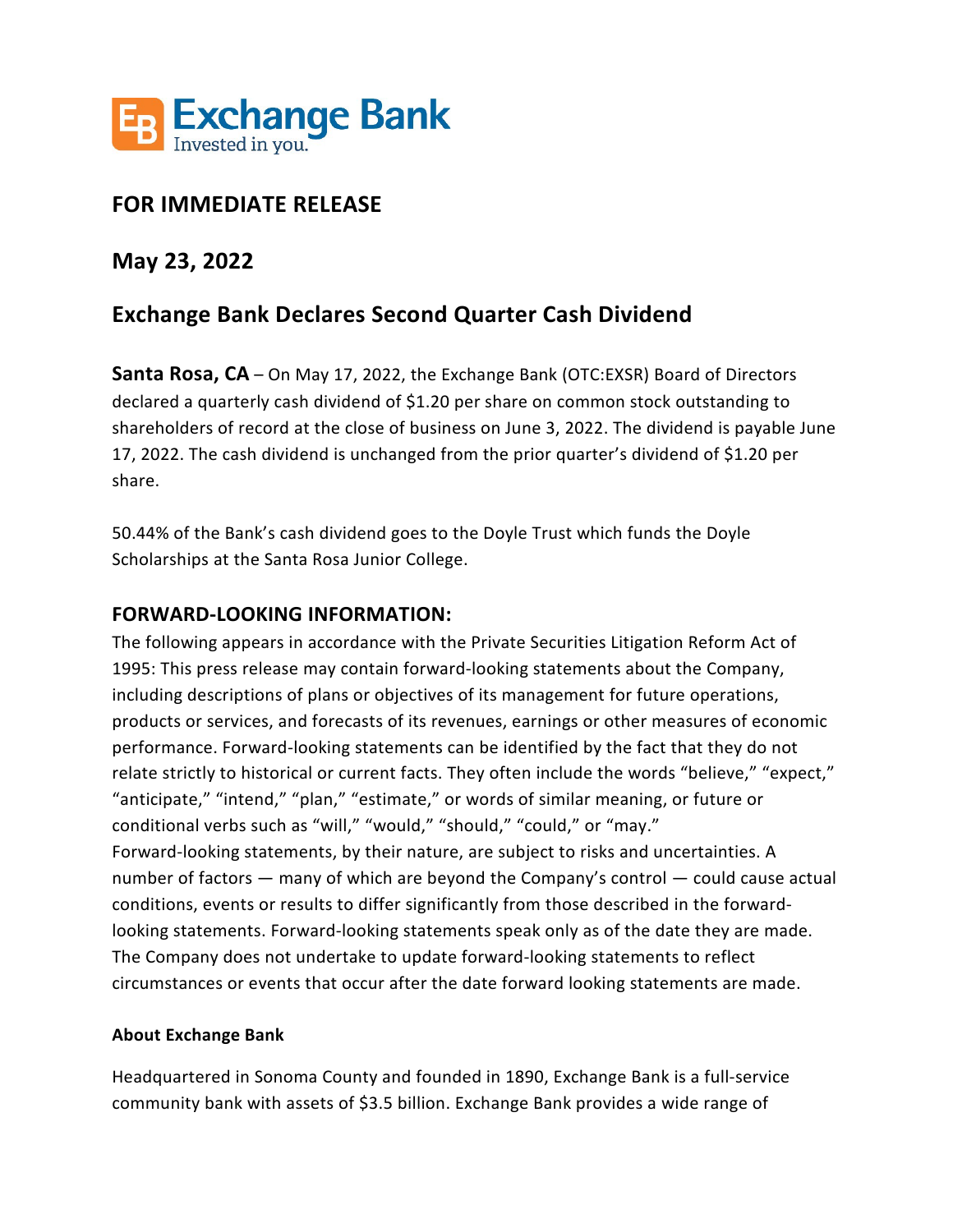Exchange Bank
Invested in you.

# FOR IMMEDIATE RELEASE

## May 23, 2022

## Exchange Bank Declares Second Quarter Cash Dividend

**Santa Rosa, CA** – On May 17, 2022, the Exchange Bank (OTC:EXSR) Board of Directors declared a quarterly cash dividend of $1.20 per share on common stock outstanding to shareholders of record at the close of business on June 3, 2022. The dividend is payable June 17, 2022. The cash dividend is unchanged from the prior quarter's dividend of $1.20 per share.

50.44% of the Bank's cash dividend goes to the Doyle Trust which funds the Doyle Scholarships at the Santa Rosa Junior College.

## FORWARD-LOOKING INFORMATION:

The following appears in accordance with the Private Securities Litigation Reform Act of 1995: This press release may contain forward-looking statements about the Company, including descriptions of plans or objectives of its management for future operations, products or services, and forecasts of its revenues, earnings or other measures of economic performance. Forward-looking statements can be identified by the fact that they do not relate strictly to historical or current facts. They often include the words "believe," "expect," "anticipate," "intend," "plan," "estimate," or words of similar meaning, or future or conditional verbs such as "will," "would," "should," "could," or "may." Forward-looking statements, by their nature, are subject to risks and uncertainties. A number of factors — many of which are beyond the Company's control — could cause actual conditions, events or results to differ significantly from those described in the forward-looking statements. Forward-looking statements speak only as of the date they are made. The Company does not undertake to update forward-looking statements to reflect circumstances or events that occur after the date forward looking statements are made.

**About Exchange Bank**

Headquartered in Sonoma County and founded in 1890, Exchange Bank is a full-service community bank with assets of $3.5 billion. Exchange Bank provides a wide range of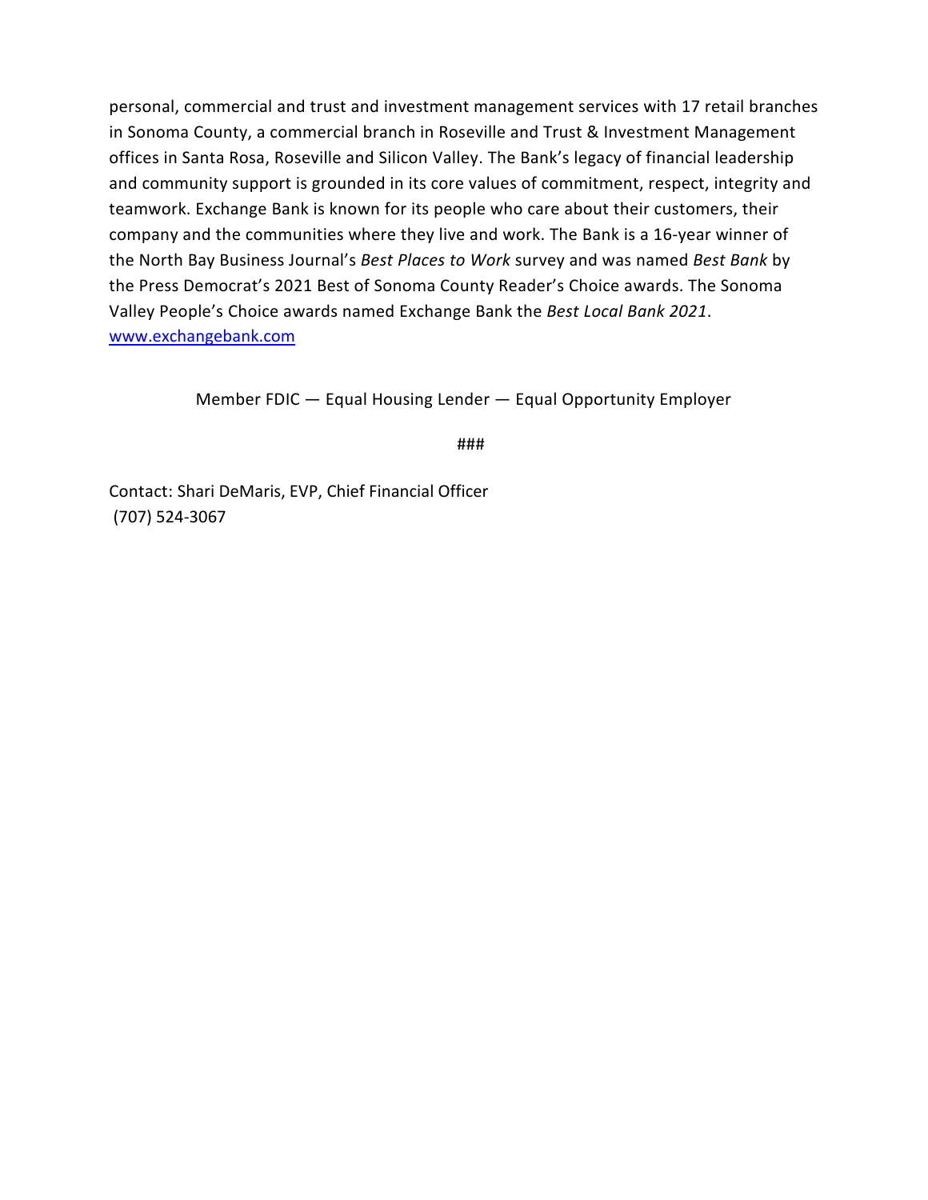personal, commercial and trust and investment management services with 17 retail branches in Sonoma County, a commercial branch in Roseville and Trust & Investment Management offices in Santa Rosa, Roseville and Silicon Valley. The Bank's legacy of financial leadership and community support is grounded in its core values of commitment, respect, integrity and teamwork. Exchange Bank is known for its people who care about their customers, their company and the communities where they live and work. The Bank is a 16-year winner of the North Bay Business Journal's *Best Places to Work* survey and was named *Best Bank* by the Press Democrat's 2021 Best of Sonoma County Reader's Choice awards. The Sonoma Valley People's Choice awards named Exchange Bank the *Best Local Bank 2021*. [www.exchangebank.com](http://www.exchangebank.com)

Member FDIC — Equal Housing Lender — Equal Opportunity Employer

###

Contact: Shari DeMaris, EVP, Chief Financial Officer
(707) 524-3067